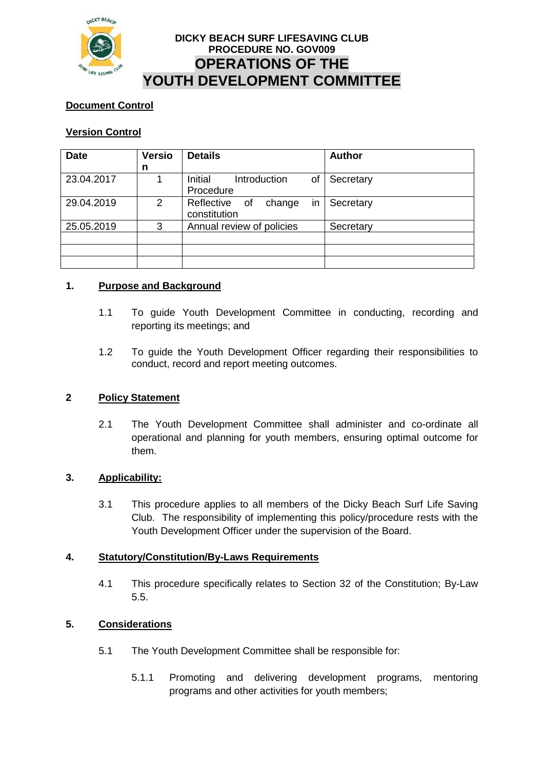**DICKY BEACH SURF LIFESAVING CLUB**
**PROCEDURE NO. GOV009**

# OPERATIONS OF THE YOUTH DEVELOPMENT COMMITTEE

**Document Control**

**Version Control**

| Date | Version | Details | Author |
|---|---|---|---|
| 23.04.2017 | 1 | Initial Introduction of Procedure | Secretary |
| 29.04.2019 | 2 | Reflective of change in constitution | Secretary |
| 25.05.2019 | 3 | Annual review of policies | Secretary |
| | | | |
| | | | |
| | | | |

## 1. Purpose and Background

1.1 To guide Youth Development Committee in conducting, recording and reporting its meetings; and

1.2 To guide the Youth Development Officer regarding their responsibilities to conduct, record and report meeting outcomes.

## 2 Policy Statement

2.1 The Youth Development Committee shall administer and co-ordinate all operational and planning for youth members, ensuring optimal outcome for them.

## 3. Applicability:

3.1 This procedure applies to all members of the Dicky Beach Surf Life Saving Club. The responsibility of implementing this policy/procedure rests with the Youth Development Officer under the supervision of the Board.

## 4. Statutory/Constitution/By-Laws Requirements

4.1 This procedure specifically relates to Section 32 of the Constitution; By-Law 5.5.

## 5. Considerations

5.1 The Youth Development Committee shall be responsible for:

5.1.1 Promoting and delivering development programs, mentoring programs and other activities for youth members;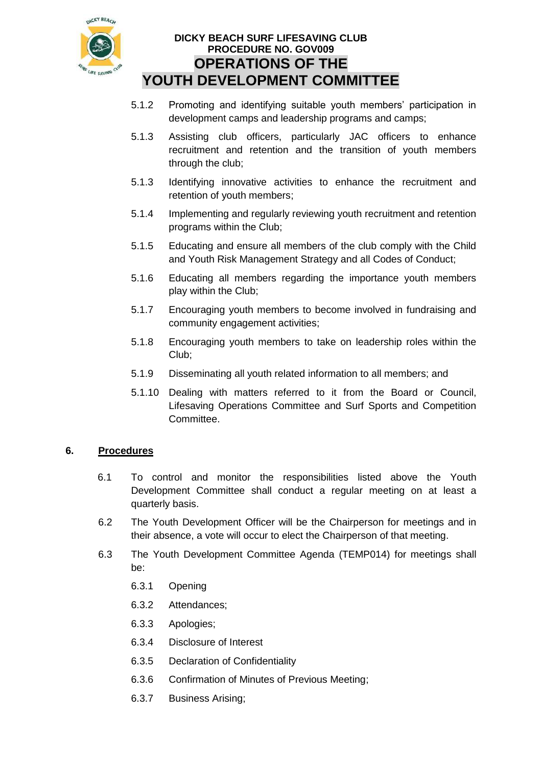5.1.2 Promoting and identifying suitable youth members' participation in development camps and leadership programs and camps;

5.1.3 Assisting club officers, particularly JAC officers to enhance recruitment and retention and the transition of youth members through the club;

5.1.3 Identifying innovative activities to enhance the recruitment and retention of youth members;

5.1.4 Implementing and regularly reviewing youth recruitment and retention programs within the Club;

5.1.5 Educating and ensure all members of the club comply with the Child and Youth Risk Management Strategy and all Codes of Conduct;

5.1.6 Educating all members regarding the importance youth members play within the Club;

5.1.7 Encouraging youth members to become involved in fundraising and community engagement activities;

5.1.8 Encouraging youth members to take on leadership roles within the Club;

5.1.9 Disseminating all youth related information to all members; and

5.1.10 Dealing with matters referred to it from the Board or Council, Lifesaving Operations Committee and Surf Sports and Competition Committee.

## 6. Procedures

6.1 To control and monitor the responsibilities listed above the Youth Development Committee shall conduct a regular meeting on at least a quarterly basis.

6.2 The Youth Development Officer will be the Chairperson for meetings and in their absence, a vote will occur to elect the Chairperson of that meeting.

6.3 The Youth Development Committee Agenda (TEMP014) for meetings shall be:

6.3.1 Opening

6.3.2 Attendances;

6.3.3 Apologies;

6.3.4 Disclosure of Interest

6.3.5 Declaration of Confidentiality

6.3.6 Confirmation of Minutes of Previous Meeting;

6.3.7 Business Arising;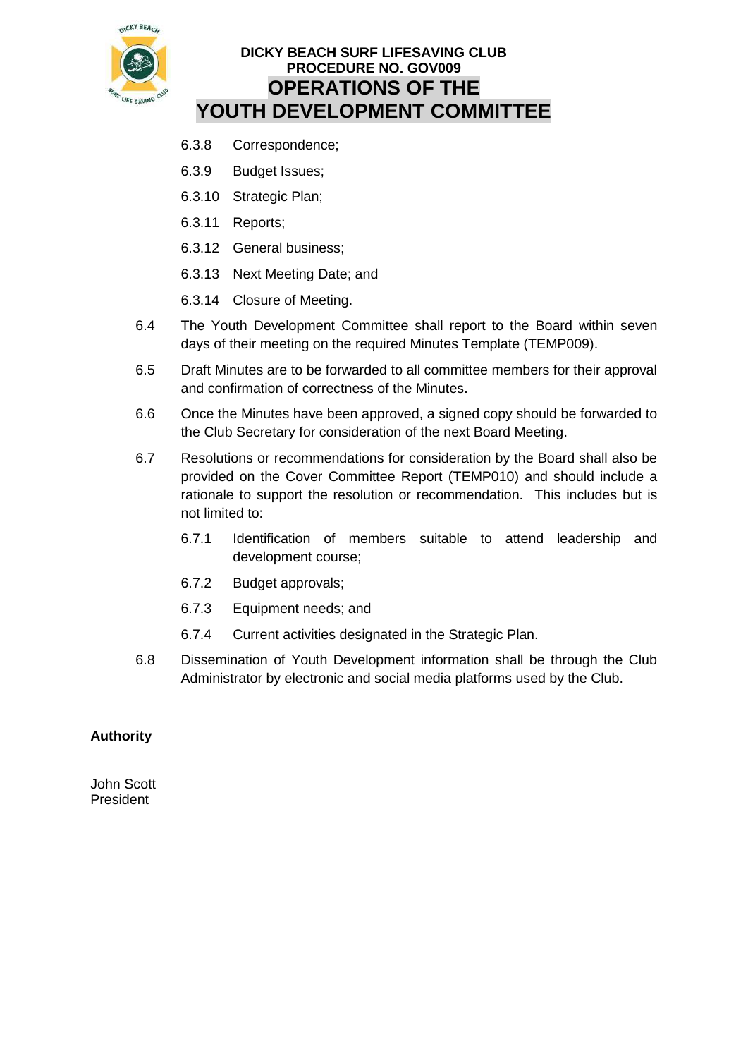6.3.8 Correspondence;

6.3.9 Budget Issues;

6.3.10 Strategic Plan;

6.3.11 Reports;

6.3.12 General business;

6.3.13 Next Meeting Date; and

6.3.14 Closure of Meeting.

6.4 The Youth Development Committee shall report to the Board within seven days of their meeting on the required Minutes Template (TEMP009).

6.5 Draft Minutes are to be forwarded to all committee members for their approval and confirmation of correctness of the Minutes.

6.6 Once the Minutes have been approved, a signed copy should be forwarded to the Club Secretary for consideration of the next Board Meeting.

6.7 Resolutions or recommendations for consideration by the Board shall also be provided on the Cover Committee Report (TEMP010) and should include a rationale to support the resolution or recommendation. This includes but is not limited to:

6.7.1 Identification of members suitable to attend leadership and development course;

6.7.2 Budget approvals;

6.7.3 Equipment needs; and

6.7.4 Current activities designated in the Strategic Plan.

6.8 Dissemination of Youth Development information shall be through the Club Administrator by electronic and social media platforms used by the Club.

**Authority**

John Scott
President